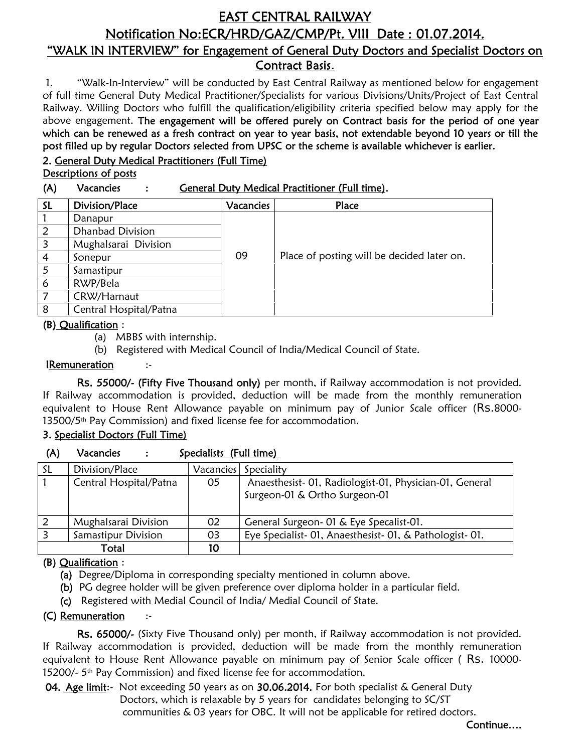# EAST CENTRAL RAILWAY

## Notification No:ECR/HRD/GAZ/CMP/Pt. VIII Date : 01.07.2014.

## "WALK IN INTERVIEW" for Engagement of General Duty Doctors and Specialist Doctors on Contract Basis.

1. "Walk-In-Interview" will be conducted by East Central Railway as mentioned below for engagement of full time General Duty Medical Practitioner/Specialists for various Divisions/Units/Project of East Central Railway. Willing Doctors who fulfill the qualification/eligibility criteria specified below may apply for the above engagement. **The engagement will be offered purely on Contract basis for the period of one year which can be renewed as a fresh contract on year to year basis, not extendable beyond 10 years or till the post filled up by regular Doctors selected from UPSC or the scheme is available whichever is earlier.**

**2. General Duty Medical Practitioners (Full Time)**

**Descriptions of posts**

**(A) Vacancies : General Duty Medical Practitioner (Full time).**

| SL | Division/Place | Vacancies | Place |
|---|---|---|---|
| 1 | Danapur | 09 | Place of posting will be decided later on. |
| 2 | Dhanbad Division | | |
| 3 | Mughalsarai Division | | |
| 4 | Sonepur | | |
| 5 | Samastipur | | |
| 6 | RWP/Bela | | |
| 7 | CRW/Harnaut | | |
| 8 | Central Hospital/Patna | | |

**(B) Qualification :**

(a) MBBS with internship.

(b) Registered with Medical Council of India/Medical Council of State.

**IRemuneration :-**

**Rs. 55000/- (Fifty Five Thousand only)** per month, if Railway accommodation is not provided. If Railway accommodation is provided, deduction will be made from the monthly remuneration equivalent to House Rent Allowance payable on minimum pay of Junior Scale officer (Rs.8000-13500/5th Pay Commission) and fixed license fee for accommodation.

**3. Specialist Doctors (Full Time)**

**(A) Vacancies : Specialists (Full time)**

| SL | Division/Place | Vacancies | Speciality |
|---|---|---|---|
| 1 | Central Hospital/Patna | 05 | Anaesthesist- 01, Radiologist-01, Physician-01, General Surgeon-01 & Ortho Surgeon-01 |
| 2 | Mughalsarai Division | 02 | General Surgeon- 01 & Eye Specalist-01. |
| 3 | Samastipur Division | 03 | Eye Specialist- 01, Anaesthesist- 01, & Pathologist- 01. |
| | Total | 10 | |

**(B) Qualification :**

**(a)** Degree/Diploma in corresponding specialty mentioned in column above.

**(b)** PG degree holder will be given preference over diploma holder in a particular field.

**(c)** Registered with Medial Council of India/ Medial Council of State.

**(C) Remuneration :-**

**Rs. 65000/-** (Sixty Five Thousand only) per month, if Railway accommodation is not provided. If Railway accommodation is provided, deduction will be made from the monthly remuneration equivalent to House Rent Allowance payable on minimum pay of Senior Scale officer ( Rs. 10000-15200/- 5th Pay Commission) and fixed license fee for accommodation.

**04. Age limit**:- Not exceeding 50 years as on **30.06.2014.** For both specialist & General Duty Doctors, which is relaxable by 5 years for candidates belonging to SC/ST communities & 03 years for OBC. It will not be applicable for retired doctors.

Continue….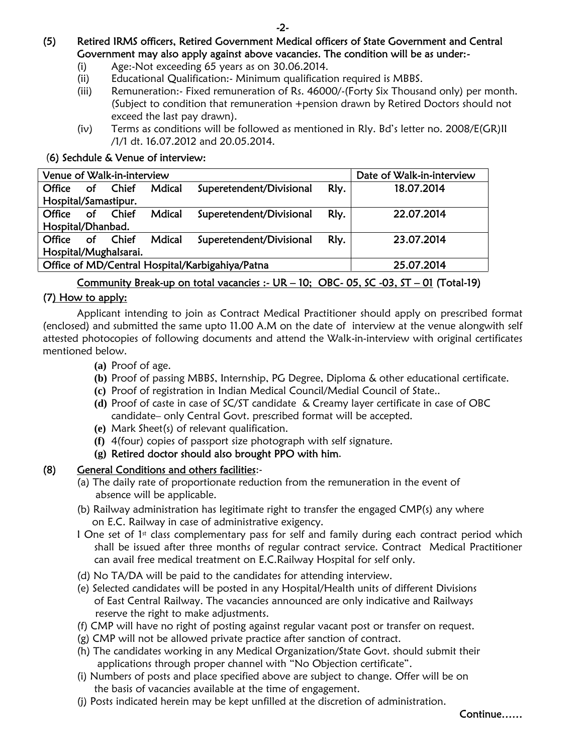**(5) Retired IRMS officers, Retired Government Medical officers of State Government and Central Government may also apply against above vacancies. The condition will be as under:-**

(i) Age:-Not exceeding 65 years as on 30.06.2014.

(ii) Educational Qualification:- Minimum qualification required is MBBS.

(iii) Remuneration:- Fixed remuneration of Rs. 46000/-(Forty Six Thousand only) per month. (Subject to condition that remuneration +pension drawn by Retired Doctors should not exceed the last pay drawn).

(iv) Terms as conditions will be followed as mentioned in Rly. Bd's letter no. 2008/E(GR)II /1/1 dt. 16.07.2012 and 20.05.2014.

**(6) Sechdule & Venue of interview:**

| Venue of Walk-in-interview | Date of Walk-in-interview |
|---|---|
| Office of Chief Mdical Superetendent/Divisional Rly. Hospital/Samastipur. | 18.07.2014 |
| Office of Chief Mdical Superetendent/Divisional Rly. Hospital/Dhanbad. | 22.07.2014 |
| Office of Chief Mdical Superetendent/Divisional Rly. Hospital/Mughalsarai. | 23.07.2014 |
| Office of MD/Central Hospital/Karbigahiya/Patna | 25.07.2014 |

<u>Community Break-up on total vacancies :- UR – 10; OBC- 05, SC -03, ST – 01</u> (Total-19)

**(7) <u>How to apply:</u>**

Applicant intending to join as Contract Medical Practitioner should apply on prescribed format (enclosed) and submitted the same upto 11.00 A.M on the date of interview at the venue alongwith self attested photocopies of following documents and attend the Walk-in-interview with original certificates mentioned below.

- **(a)** Proof of age.
- **(b)** Proof of passing MBBS, Internship, PG Degree, Diploma & other educational certificate.
- **(c)** Proof of registration in Indian Medical Council/Medial Council of State..
- **(d)** Proof of caste in case of SC/ST candidate & Creamy layer certificate in case of OBC candidate– only Central Govt. prescribed format will be accepted.
- **(e)** Mark Sheet(s) of relevant qualification.
- **(f)** 4(four) copies of passport size photograph with self signature.
- **(g) Retired doctor should also brought PPO with him.**

**(8) <u>General Conditions and others facilities</u>:-**

(a) The daily rate of proportionate reduction from the remuneration in the event of absence will be applicable.

(b) Railway administration has legitimate right to transfer the engaged CMP(s) any where on E.C. Railway in case of administrative exigency.

I One set of 1st class complementary pass for self and family during each contract period which shall be issued after three months of regular contract service. Contract Medical Practitioner can avail free medical treatment on E.C.Railway Hospital for self only.

(d) No TA/DA will be paid to the candidates for attending interview.

(e) Selected candidates will be posted in any Hospital/Health units of different Divisions of East Central Railway. The vacancies announced are only indicative and Railways reserve the right to make adjustments.

(f) CMP will have no right of posting against regular vacant post or transfer on request.

(g) CMP will not be allowed private practice after sanction of contract.

(h) The candidates working in any Medical Organization/State Govt. should submit their applications through proper channel with "No Objection certificate".

(i) Numbers of posts and place specified above are subject to change. Offer will be on the basis of vacancies available at the time of engagement.

(j) Posts indicated herein may be kept unfilled at the discretion of administration.

Continue……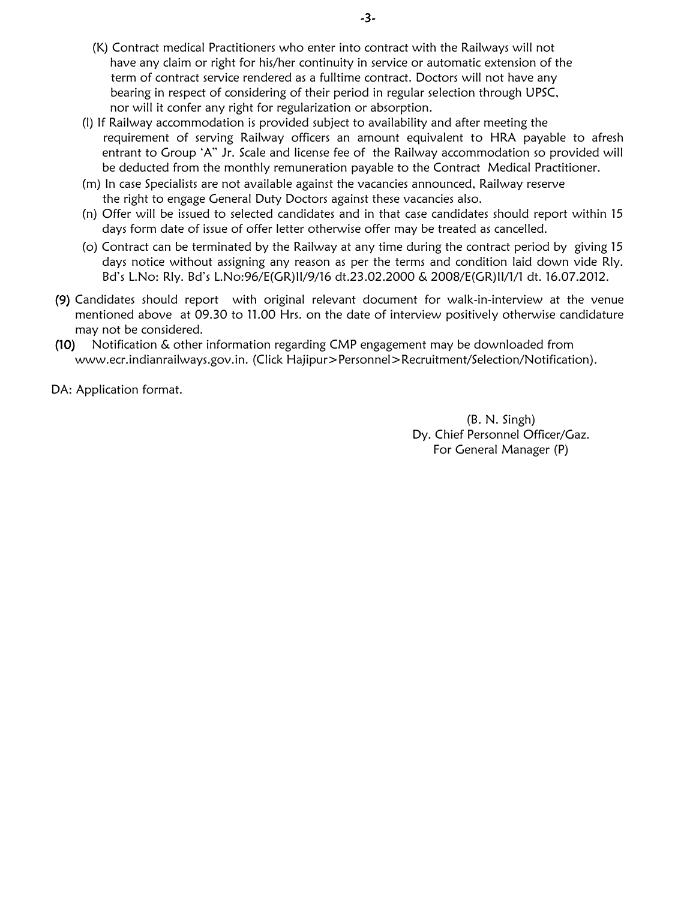(K) Contract medical Practitioners who enter into contract with the Railways will not have any claim or right for his/her continuity in service or automatic extension of the term of contract service rendered as a fulltime contract. Doctors will not have any bearing in respect of considering of their period in regular selection through UPSC, nor will it confer any right for regularization or absorption.

(l) If Railway accommodation is provided subject to availability and after meeting the requirement of serving Railway officers an amount equivalent to HRA payable to afresh entrant to Group 'A" Jr. Scale and license fee of the Railway accommodation so provided will be deducted from the monthly remuneration payable to the Contract Medical Practitioner.

(m) In case Specialists are not available against the vacancies announced, Railway reserve the right to engage General Duty Doctors against these vacancies also.

(n) Offer will be issued to selected candidates and in that case candidates should report within 15 days form date of issue of offer letter otherwise offer may be treated as cancelled.

(o) Contract can be terminated by the Railway at any time during the contract period by giving 15 days notice without assigning any reason as per the terms and condition laid down vide Rly. Bd's L.No: Rly. Bd's L.No:96/E(GR)II/9/16 dt.23.02.2000 & 2008/E(GR)II/1/1 dt. 16.07.2012.

**(9)** Candidates should report with original relevant document for walk-in-interview at the venue mentioned above at 09.30 to 11.00 Hrs. on the date of interview positively otherwise candidature may not be considered.

**(10)** Notification & other information regarding CMP engagement may be downloaded from www.ecr.indianrailways.gov.in. (Click Hajipur>Personnel>Recruitment/Selection/Notification).

DA: Application format.

(B. N. Singh)
Dy. Chief Personnel Officer/Gaz.
For General Manager (P)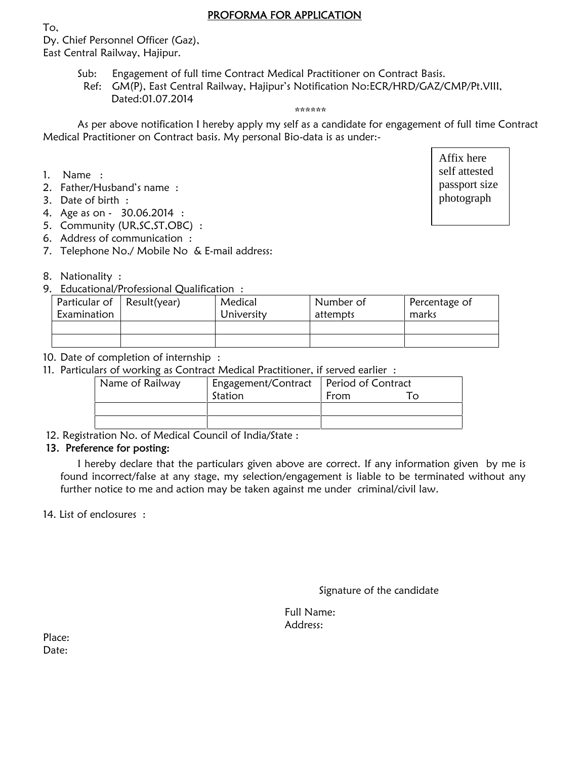# PROFORMA FOR APPLICATION

To,
Dy. Chief Personnel Officer (Gaz),
East Central Railway, Hajipur.

Sub: Engagement of full time Contract Medical Practitioner on Contract Basis.
Ref: GM(P), East Central Railway, Hajipur's Notification No:ECR/HRD/GAZ/CMP/Pt.VIII, Dated:01.07.2014

******

As per above notification I hereby apply my self as a candidate for engagement of full time Contract Medical Practitioner on Contract basis. My personal Bio-data is as under:-

Affix here self attested passport size photograph

1. Name :
2. Father/Husband's name :
3. Date of birth :
4. Age as on - 30.06.2014 :
5. Community (UR,SC,ST,OBC) :
6. Address of communication :
7. Telephone No./ Mobile No & E-mail address:
8. Nationality :
9. Educational/Professional Qualification :

| Particular of Examination | Result(year) | Medical University | Number of attempts | Percentage of marks |
|---|---|---|---|---|
| | | | | |
| | | | | |

10. Date of completion of internship :
11. Particulars of working as Contract Medical Practitioner, if served earlier :

| Name of Railway | Engagement/Contract Station | Period of Contract From To |
|---|---|---|
| | | |
| | | |

12. Registration No. of Medical Council of India/State :
13. **Preference for posting:**

I hereby declare that the particulars given above are correct. If any information given by me is found incorrect/false at any stage, my selection/engagement is liable to be terminated without any further notice to me and action may be taken against me under criminal/civil law.

14. List of enclosures :

Signature of the candidate

Full Name:
Address:

Place:
Date: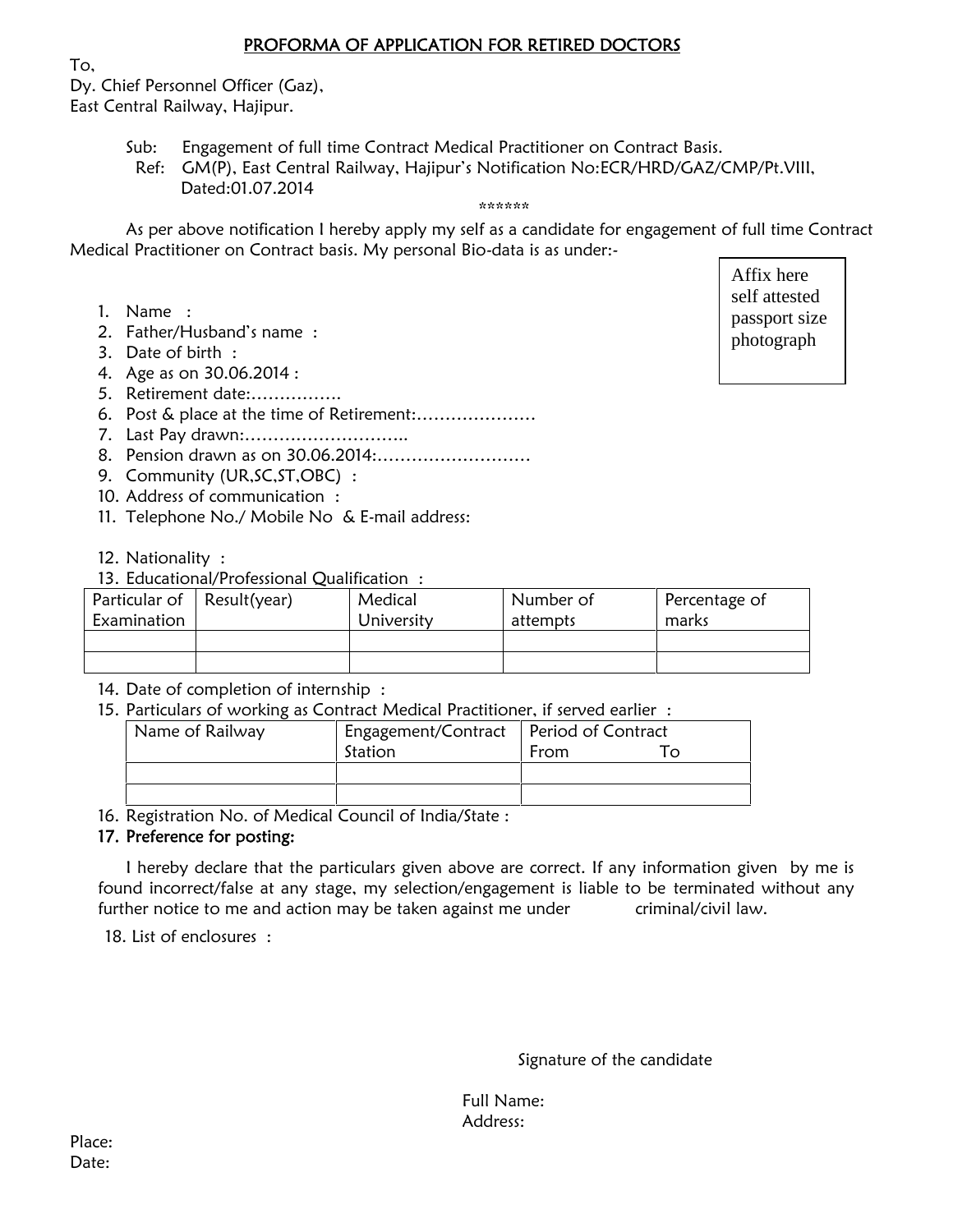# PROFORMA OF APPLICATION FOR RETIRED DOCTORS

To,
Dy. Chief Personnel Officer (Gaz),
East Central Railway, Hajipur.

Sub: Engagement of full time Contract Medical Practitioner on Contract Basis.
Ref: GM(P), East Central Railway, Hajipur's Notification No:ECR/HRD/GAZ/CMP/Pt.VIII, Dated:01.07.2014

******

As per above notification I hereby apply my self as a candidate for engagement of full time Contract Medical Practitioner on Contract basis. My personal Bio-data is as under:-

Affix here self attested passport size photograph

1. Name :
2. Father/Husband's name :
3. Date of birth :
4. Age as on 30.06.2014 :
5. Retirement date:…………….
6. Post & place at the time of Retirement:…………………
7. Last Pay drawn:………………………..
8. Pension drawn as on 30.06.2014:………………………
9. Community (UR,SC,ST,OBC) :
10. Address of communication :
11. Telephone No./ Mobile No & E-mail address:
12. Nationality :
13. Educational/Professional Qualification :

| Particular of Examination | Result(year) | Medical University | Number of attempts | Percentage of marks |
|---|---|---|---|---|
| | | | | |
| | | | | |

14. Date of completion of internship :
15. Particulars of working as Contract Medical Practitioner, if served earlier :

| Name of Railway | Engagement/Contract Station | Period of Contract From To |
|---|---|---|
| | | |
| | | |

16. Registration No. of Medical Council of India/State :
17. **Preference for posting:**

I hereby declare that the particulars given above are correct. If any information given by me is found incorrect/false at any stage, my selection/engagement is liable to be terminated without any further notice to me and action may be taken against me under criminal/civil law.

18. List of enclosures :

Signature of the candidate

Full Name:
Address:

Place:
Date: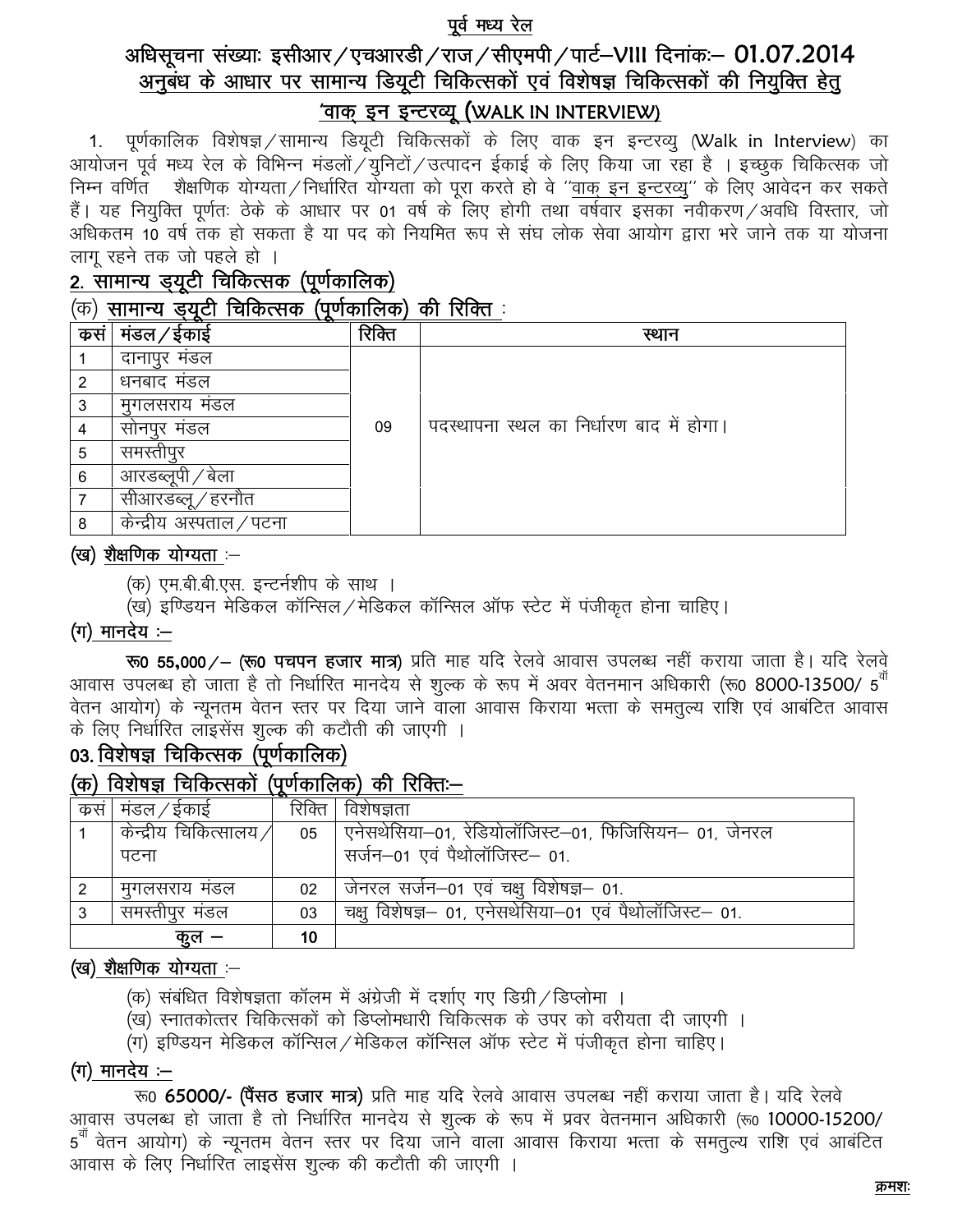# पूर्व मध्य रेल

## अधिसूचना संख्याः इसीआर/एचआरडी/राज/सीएमपी/पार्ट–VIII दिनांकः– 01.07.2014

## अनुबंध के आधार पर सामान्य डियूटी चिकित्सकों एवं विशेषज्ञ चिकित्सकों की नियुक्ति हेतु 'वाक् इन इन्टरव्यू (WALK IN INTERVIEW)

1. पूर्णकालिक विशेषज्ञ/सामान्य डियूटी चिकित्सकों के लिए वाक इन इन्टरव्यु (Walk in Interview) का आयोजन पूर्व मध्य रेल के विभिन्न मंडलों/युनिटों/उत्पादन ईकाई के लिए किया जा रहा है । इच्छुक चिकित्सक जो निम्न वर्णित शैक्षणिक योग्यता/निर्धारित योग्यता को पूरा करते हो वे "वाक् इन इन्टरव्यु" के लिए आवेदन कर सकते हैं। यह नियुक्ति पूर्णतः ठेके के आधार पर 01 वर्ष के लिए होगी तथा वर्षवार इसका नवीकरण/अवधि विस्तार, जो अधिकतम 10 वर्ष तक हो सकता है या पद को नियमित रूप से संघ लोक सेवा आयोग द्वारा भरे जाने तक या योजना लागू रहने तक जो पहले हो ।

### 2. सामान्य ड्यूटी चिकित्सक (पूर्णकालिक)

#### (क) सामान्य ड्यूटी चिकित्सक (पूर्णकालिक) की रिक्ति :

| कसं | मंडल/ईकाई | रिक्ति | स्थान |
|---|---|---|---|
| 1 | दानापुर मंडल | 09 | पदस्थापना स्थल का निर्धारण बाद में होगा। |
| 2 | धनबाद मंडल | | |
| 3 | मुगलसराय मंडल | | |
| 4 | सोनपुर मंडल | | |
| 5 | समस्तीपुर | | |
| 6 | आरडब्लूपी/बेला | | |
| 7 | सीआरडब्लू/हरनौत | | |
| 8 | केन्द्रीय अस्पताल/पटना | | |

#### (ख) शैक्षणिक योग्यता :–

(क) एम.बी.बी.एस. इन्टर्नशीप के साथ ।

(ख) इण्डियन मेडिकल कॉन्सिल/मेडिकल कॉन्सिल ऑफ स्टेट में पंजीकृत होना चाहिए।

#### (ग) मानदेय :–

**रू0 55,000/– (रू0 पचपन हजार मात्र)** प्रति माह यदि रेलवे आवास उपलब्ध नहीं कराया जाता है। यदि रेलवे आवास उपलब्ध हो जाता है तो निर्धारित मानदेय से शुल्क के रूप में अवर वेतनमान अधिकारी (रू0 8000-13500/ 5वाँ वेतन आयोग) के न्यूनतम वेतन स्तर पर दिया जाने वाला आवास किराया भत्ता के समतुल्य राशि एवं आबंटित आवास के लिए निर्धारित लाइसेंस शुल्क की कटौती की जाएगी ।

### 03. विशेषज्ञ चिकित्सक (पूर्णकालिक)

#### (क) विशेषज्ञ चिकित्सकों (पूर्णकालिक) की रिक्तिः–

| कसं | मंडल/ईकाई | रिक्ति | विशेषज्ञता |
|---|---|---|---|
| 1 | केन्द्रीय चिकित्सालय/पटना | 05 | एनेसथेसिया–01, रेडियोलॉजिस्ट–01, फिजिसियन– 01, जेनरल सर्जन–01 एवं पैथोलॉजिस्ट– 01. |
| 2 | मुगलसराय मंडल | 02 | जेनरल सर्जन–01 एवं चक्षु विशेषज्ञ– 01. |
| 3 | समस्तीपुर मंडल | 03 | चक्षु विशेषज्ञ– 01, एनेसथेसिया–01 एवं पैथोलॉजिस्ट– 01. |
| | कुल – | 10 | |

#### (ख) शैक्षणिक योग्यता :–

(क) संबंधित विशेषज्ञता कॉलम में अंग्रेजी में दर्शाए गए डिग्री/डिप्लोमा ।

(ख) स्नातकोत्तर चिकित्सकों को डिप्लोमधारी चिकित्सक के उपर को वरीयता दी जाएगी ।

(ग) इण्डियन मेडिकल कॉन्सिल/मेडिकल कॉन्सिल ऑफ स्टेट में पंजीकृत होना चाहिए।

#### (ग) मानदेय :–

रू0 **65000/- (पैंसठ हजार मात्र)** प्रति माह यदि रेलवे आवास उपलब्ध नहीं कराया जाता है। यदि रेलवे आवास उपलब्ध हो जाता है तो निर्धारित मानदेय से शुल्क के रूप में प्रवर वेतनमान अधिकारी (रू0 10000-15200/ 5वाँ वेतन आयोग) के न्यूनतम वेतन स्तर पर दिया जाने वाला आवास किराया भत्ता के समतुल्य राशि एवं आबंटित आवास के लिए निर्धारित लाइसेंस शुल्क की कटौती की जाएगी ।

क्रमशः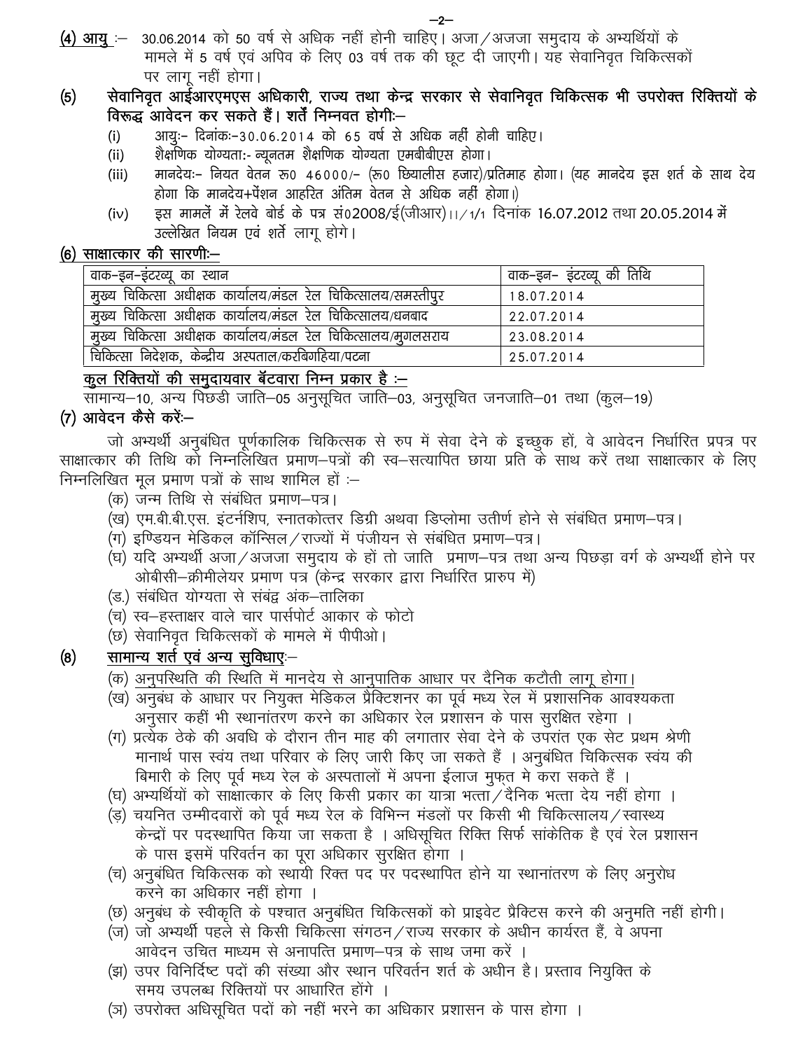**(4) आयु** :– 30.06.2014 को 50 वर्ष से अधिक नहीं होनी चाहिए। अजा/अजजा समुदाय के अभ्यर्थियों के मामले में 5 वर्ष एवं अपिव के लिए 03 वर्ष तक की छूट दी जाएगी। यह सेवानिवृत चिकित्सकों पर लागू नहीं होगा।

**(5) सेवानिवृत आईआरएमएस अधिकारी, राज्य तथा केन्द्र सरकार से सेवानिवृत चिकित्सक भी उपरोक्त रिक्तियों के विरूद्ध आवेदन कर सकते हैं। शर्तें निम्नवत होगीः–**

(i) आयुः– दिनांकः–30.06.2014 को 65 वर्ष से अधिक नहीं होनी चाहिए।

(ii) शैक्षणिक योग्यताः- न्यूनतम शैक्षणिक योग्यता एमबीबीएस होगा।

(iii) मानदेयः– नियत वेतन रू0 46000/– (रू0 छियालीस हजार)/प्रतिमाह होगा। (यह मानदेय इस शर्त के साथ देय होगा कि मानदेय+पेंशन आहरित अंतिम वेतन से अधिक नहीं होगा।)

(iv) इस मामलें में रेलवे बोर्ड के पत्र सं02008/ई(जीआर)।।/1/1 दिनांक 16.07.2012 तथा 20.05.2014 में उल्लेखित नियम एवं शर्ते लागू होगे।

**(6) साक्षात्कार की सारणीः–**

| वाक–इन–इंटरव्यू का स्थान | वाक–इन– इंटरव्यू की तिथि |
|---|---|
| मुख्य चिकित्सा अधीक्षक कार्यालय/मंडल रेल चिकित्सालय/समस्तीपुर | 18.07.2014 |
| मुख्य चिकित्सा अधीक्षक कार्यालय/मंडल रेल चिकित्सालय/धनबाद | 22.07.2014 |
| मुख्य चिकित्सा अधीक्षक कार्यालय/मंडल रेल चिकित्सालय/मुगलसराय | 23.08.2014 |
| चिकित्सा निदेशक, केन्द्रीय अस्पताल/करबिगहिया/पटना | 25.07.2014 |

कुल रिक्तियों की समुदायवार बॅटवारा निम्न प्रकार है :–

सामान्य–10, अन्य पिछडी जाति–05 अनुसूचित जाति–03, अनुसूचित जनजाति–01 तथा (कुल–19)

**(7) आवेदन कैसे करें:–**

जो अभ्यर्थी अनुबंधित पूर्णकालिक चिकित्सक से रुप में सेवा देने के इच्छुक हों, वे आवेदन निर्धारित प्रपत्र पर साक्षात्कार की तिथि को निम्नलिखित प्रमाण–पत्रों की स्व–सत्यापित छाया प्रति के साथ करें तथा साक्षात्कार के लिए निम्नलिखित मूल प्रमाण पत्रों के साथ शामिल हों :–

(क) जन्म तिथि से संबंधित प्रमाण–पत्र।

(ख) एम.बी.बी.एस. इंटर्नशिप, स्नातकोत्तर डिग्री अथवा डिप्लोमा उतीर्ण होने से संबंधित प्रमाण–पत्र।

(ग) इण्डियन मेडिकल कॉन्सिल/राज्यों में पंजीयन से संबंधित प्रमाण–पत्र।

(घ) यदि अभ्यर्थी अजा/अजजा समुदाय के हों तो जाति प्रमाण–पत्र तथा अन्य पिछड़ा वर्ग के अभ्यर्थी होने पर ओबीसी–क्रीमीलेयर प्रमाण पत्र (केन्द्र सरकार द्वारा निर्धारित प्रारुप में)

(ड.) संबंधित योग्यता से संबद्व अंक–तालिका

(च) स्व–हस्ताक्षर वाले चार पार्सपोर्ट आकार के फोटो

(छ) सेवानिवृत चिकित्सकों के मामले में पीपीओ।

**(8) सामान्य शर्त एवं अन्य सुविधाएः–**

(क) अनुपस्थिति की स्थिति में मानदेय से आनुपातिक आधार पर दैनिक कटौती लागू होगा।

(ख) अनुबंध के आधार पर नियुक्त मेडिकल प्रैक्टिशनर का पूर्व मध्य रेल में प्रशासनिक आवश्यकता अनुसार कहीं भी स्थानांतरण करने का अधिकार रेल प्रशासन के पास सुरक्षित रहेगा ।

(ग) प्रत्येक ठेके की अवधि के दौरान तीन माह की लगातार सेवा देने के उपरांत एक सेट प्रथम श्रेणी मानार्थ पास स्वंय तथा परिवार के लिए जारी किए जा सकते हैं । अनुबंधित चिकित्सक स्वंय की बिमारी के लिए पूर्व मध्य रेल के अस्पतालों में अपना ईलाज मुफ्त मे करा सकते हैं ।

(घ) अभ्यर्थियों को साक्षात्कार के लिए किसी प्रकार का यात्रा भत्ता/दैनिक भत्ता देय नहीं होगा ।

(ड़) चयनित उम्मीदवारों को पूर्व मध्य रेल के विभिन्न मंडलों पर किसी भी चिकित्सालय/स्वास्थ्य केन्द्रों पर पदस्थापित किया जा सकता है । अधिसूचित रिक्ति सिर्फ सांकेतिक है एवं रेल प्रशासन के पास इसमें परिवर्तन का पूरा अधिकार सुरक्षित होगा ।

(च) अनुबंधित चिकित्सक को स्थायी रिक्त पद पर पदस्थापित होने या स्थानांतरण के लिए अनुरोध करने का अधिकार नहीं होगा ।

(छ) अनुबंध के स्वीकृति के पश्चात अनुबंधित चिकित्सकों को प्राइवेट प्रैक्टिस करने की अनुमति नहीं होगी।

(ज) जो अभ्यर्थी पहले से किसी चिकित्सा संगठन/राज्य सरकार के अधीन कार्यरत हैं, वे अपना आवेदन उचित माध्यम से अनापत्ति प्रमाण–पत्र के साथ जमा करें ।

(झ) उपर विनिर्दिष्ट पदों की संख्या और स्थान परिवर्तन शर्त के अधीन है। प्रस्ताव नियुक्ति के समय उपलब्ध रिक्तियों पर आधारित होंगे ।

(ञ) उपरोक्त अधिसूचित पदों को नहीं भरने का अधिकार प्रशासन के पास होगा ।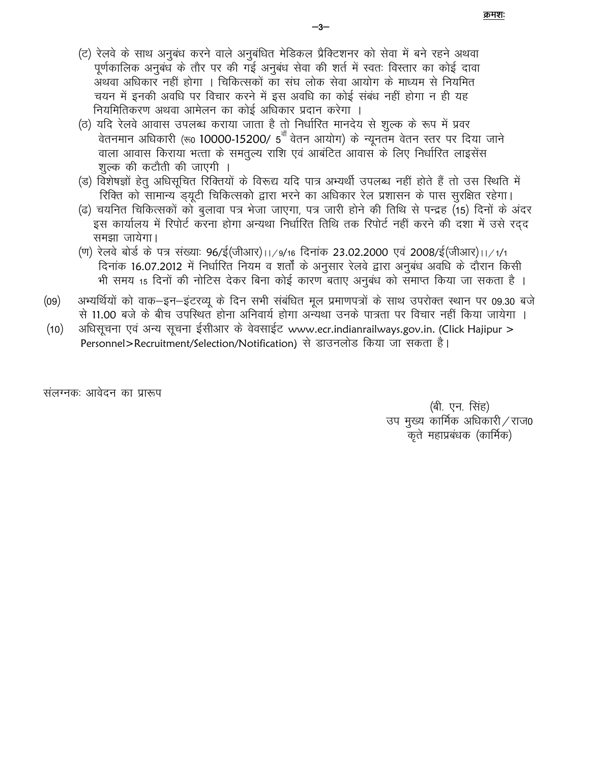(ट) रेलवे के साथ अनुबंध करने वाले अनुबंधित मेडिकल प्रैक्टिशनर को सेवा में बने रहने अथवा पूर्णकालिक अनुबंध के तौर पर की गई अनुबंध सेवा की शर्त में स्वतः विस्तार का कोई दावा अथवा अधिकार नहीं होगा । चिकित्सकों का संघ लोक सेवा आयोग के माध्यम से नियमित चयन में इनकी अवधि पर विचार करने में इस अवधि का कोई संबंध नहीं होगा न ही यह नियमितिकरण अथवा आमेलन का कोई अधिकार प्रदान करेगा ।

(ठ) यदि रेलवे आवास उपलब्ध कराया जाता है तो निर्धारित मानदेय से शुल्क के रूप में प्रवर वेतनमान अधिकारी (रू० 10000-15200/ 5वाँ वेतन आयोग) के न्यूनतम वेतन स्तर पर दिया जाने वाला आवास किराया भत्ता के समतुल्य राशि एवं आबंटित आवास के लिए निर्धारित लाइसेंस शुल्क की कटौती की जाएगी ।

(ड) विशेषज्ञों हेतु अधिसूचित रिक्तियों के विरूद्य यदि पात्र अभ्यर्थी उपलब्ध नहीं होते हैं तो उस स्थिति में रिक्ति को सामान्य ड्यूटी चिकित्सको द्वारा भरने का अधिकार रेल प्रशासन के पास सुरक्षित रहेगा।

(ढ) चयनित चिकित्सकों को बुलावा पत्र भेजा जाएगा, पत्र जारी होने की तिथि से पन्द्रह (15) दिनों के अंदर इस कार्यालय में रिपोर्ट करना होगा अन्यथा निर्धारित तिथि तक रिपोर्ट नहीं करने की दशा में उसे रद्द समझा जायेगा।

(ण) रेलवे बोर्ड के पत्र संख्याः 96/ई(जीआर)।।/9/16 दिनांक 23.02.2000 एवं 2008/ई(जीआर)।।/1/1 दिनांक 16.07.2012 में निर्धारित नियम व शर्तों के अनुसार रेलवे द्वारा अनुबंध अवधि के दौरान किसी भी समय 15 दिनों की नोटिस देकर बिना कोई कारण बताए अनुबंध को समाप्त किया जा सकता है ।

(09) अभ्यर्थियों को वाक–इन–इंटरव्यू के दिन सभी संबंधित मूल प्रमाणपत्रों के साथ उपरोक्त स्थान पर 09.30 बजे से 11.00 बजे के बीच उपस्थित होना अनिवार्य होगा अन्यथा उनके पात्रता पर विचार नहीं किया जायेगा ।

(10) अधिसूचना एवं अन्य सूचना ईसीआर के वेवसाईट www.ecr.indianrailways.gov.in. (Click Hajipur > Personnel>Recruitment/Selection/Notification) से डाउनलोड किया जा सकता है।

संलग्नकः आवेदन का प्रारूप

(बी. एन. सिंह)
उप मुख्य कार्मिक अधिकारी/राज0
कृते महाप्रबंधक (कार्मिक)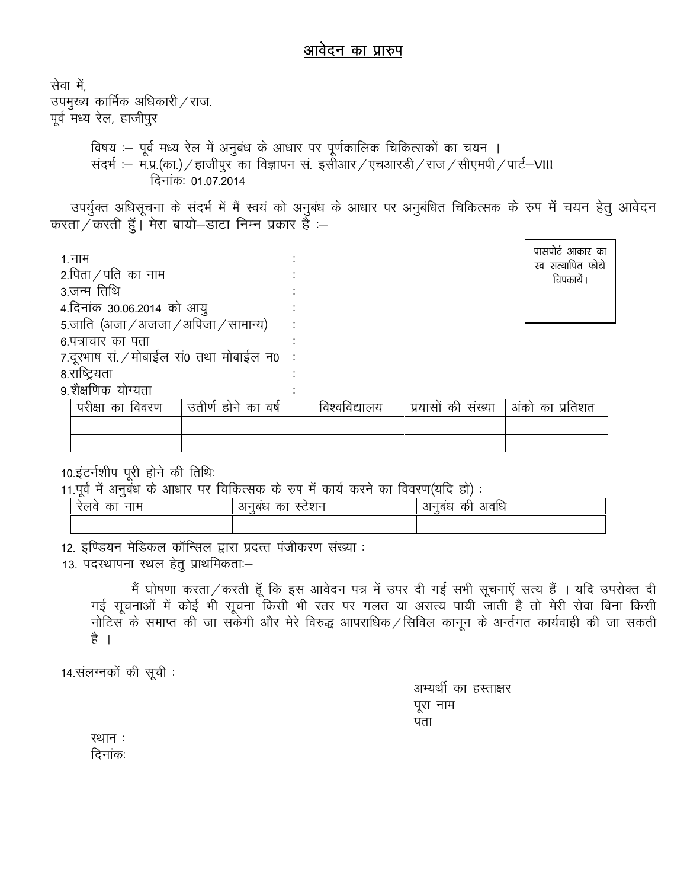# आवेदन का प्रारुप

सेवा में,
उपमुख्य कार्मिक अधिकारी/राज.
पूर्व मध्य रेल, हाजीपुर

विषय :— पूर्व मध्य रेल में अनुबंध के आधार पर पूर्णकालिक चिकित्सकों का चयन ।
संदर्भ :— म.प्र.(का.)/हाजीपुर का विज्ञापन सं. इसीआर/एचआरडी/राज/सीएमपी/पार्ट—VIII
दिनांकः 01.07.2014

उपर्युक्त अधिसूचना के संदर्भ में मैं स्वयं को अनुबंध के आधार पर अनुबंधित चिकित्सक के रुप में चयन हेतु आवेदन करता/करती हुँ। मेरा बायो—डाटा निम्न प्रकार है :—

पासपोर्ट आकार का स्व सत्यापित फोटो चिपकायें।

1. नाम :
2. पिता/पति का नाम :
3. जन्म तिथि :
4. दिनांक 30.06.2014 को आयु :
5. जाति (अजा/अजजा/अपिजा/सामान्य) :
6. पत्राचार का पता :
7. दूरभाष सं./मोबाईल सं0 तथा मोबाईल न0 :
8. राष्ट्रियता :
9. शैक्षणिक योग्यता :

| परीक्षा का विवरण | उतीर्ण होने का वर्ष | विश्वविद्यालय | प्रयासों की संख्या | अंको का प्रतिशत |
|---|---|---|---|---|
| | | | | |
| | | | | |

10. इंटर्नशीप पूरी होने की तिथिः
11. पूर्व में अनुबंध के आधार पर चिकित्सक के रुप में कार्य करने का विवरण(यदि हो) :

| रेलवे का नाम | अनुबंध का स्टेशन | अनुबंध की अवधि |
|---|---|---|
| | | |

12. इण्डियन मेडिकल कॉन्सिल द्वारा प्रदत्त पंजीकरण संख्या :
13. पदस्थापना स्थल हेतु प्राथमिकताः—

मैं घोषणा करता/करती हूँ कि इस आवेदन पत्र में उपर दी गई सभी सूचनाएँ सत्य हैं । यदि उपरोक्त दी गई सूचनाओं में कोई भी सूचना किसी भी स्तर पर गलत या असत्य पायी जाती है तो मेरी सेवा बिना किसी नोटिस के समाप्त की जा सकेगी और मेरे विरुद्ध आपराधिक/सिविल कानून के अर्न्तगत कार्यवाही की जा सकती है ।

14. संलग्नकों की सूची :

अभ्यर्थी का हस्ताक्षर
पूरा नाम
पता

स्थान :
दिनांकः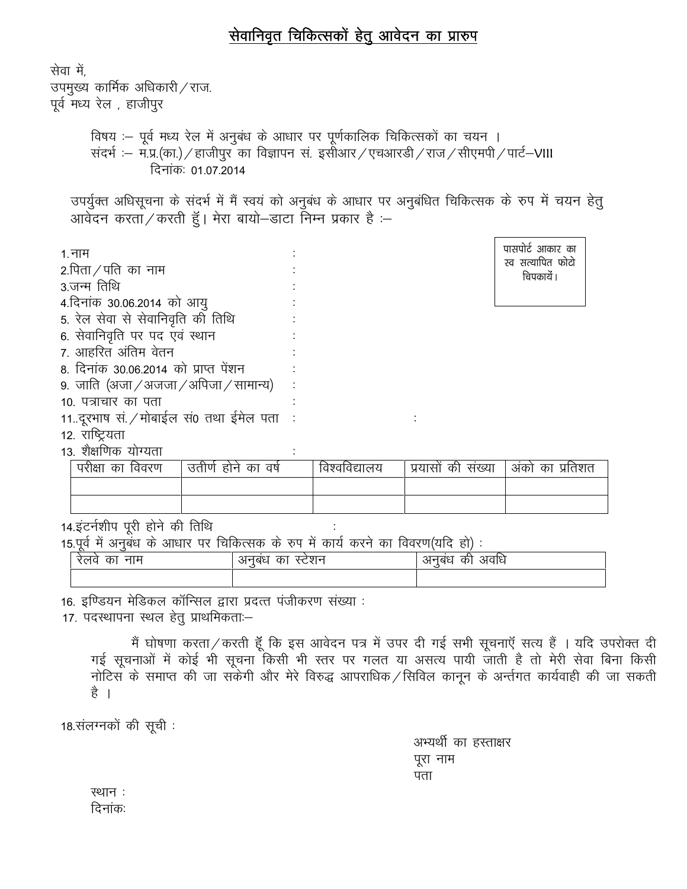# सेवानिवृत चिकित्सकों हेतु आवेदन का प्रारुप

सेवा में,
उपमुख्य कार्मिक अधिकारी / राज.
पूर्व मध्य रेल , हाजीपुर

विषय :– पूर्व मध्य रेल में अनुबंध के आधार पर पूर्णकालिक चिकित्सकों का चयन ।
संदर्भ :– म.प्र.(का.) / हाजीपुर का विज्ञापन सं. इसीआर / एचआरडी / राज / सीएमपी / पार्ट–VIII
दिनांकः 01.07.2014

उपर्युक्त अधिसूचना के संदर्भ में मैं स्वयं को अनुबंध के आधार पर अनुबंधित चिकित्सक के रुप में चयन हेतु आवेदन करता / करती हुँ। मेरा बायो–डाटा निम्न प्रकार है :–

पासपोर्ट आकार का स्व सत्यापित फोटो चिपकायें।

1. नाम :
2. पिता / पति का नाम :
3. जन्म तिथि :
4. दिनांक 30.06.2014 को आयु :
5. रेल सेवा से सेवानिवृति की तिथि :
6. सेवानिवृति पर पद एवं स्थान :
7. आहरित अंतिम वेतन :
8. दिनांक 30.06.2014 को प्राप्त पेंशन :
9. जाति (अजा / अजजा / अपिजा / सामान्य) :
10. पत्राचार का पता :
11. दूरभाष सं. / मोबाईल सं0 तथा ईमेल पता : :
12. राष्ट्रियता
13. शैक्षणिक योग्यता :

| परीक्षा का विवरण | उतीर्ण होने का वर्ष | विश्वविद्यालय | प्रयासों की संख्या | अंको का प्रतिशत |
|---|---|---|---|---|
| | | | | |
| | | | | |

14. इंटर्नशीप पूरी होने की तिथि :
15. पूर्व में अनुबंध के आधार पर चिकित्सक के रुप में कार्य करने का विवरण(यदि हो) :

| रेलवे का नाम | अनुबंध का स्टेशन | अनुबंध की अवधि |
|---|---|---|
| | | |

16. इण्डियन मेडिकल कॉन्सिल द्वारा प्रदत्त पंजीकरण संख्या :
17. पदस्थापना स्थल हेतु प्राथमिकताः–

मैं घोषणा करता / करती हूँ कि इस आवेदन पत्र में उपर दी गई सभी सूचनाएँ सत्य हैं । यदि उपरोक्त दी गई सूचनाओं में कोई भी सूचना किसी भी स्तर पर गलत या असत्य पायी जाती है तो मेरी सेवा बिना किसी नोटिस के समाप्त की जा सकेगी और मेरे विरुद्ध आपराधिक / सिविल कानून के अर्न्तगत कार्यवाही की जा सकती है ।

18. संलग्नकों की सूची :

अभ्यर्थी का हस्ताक्षर
पूरा नाम
पता

स्थान :
दिनांकः